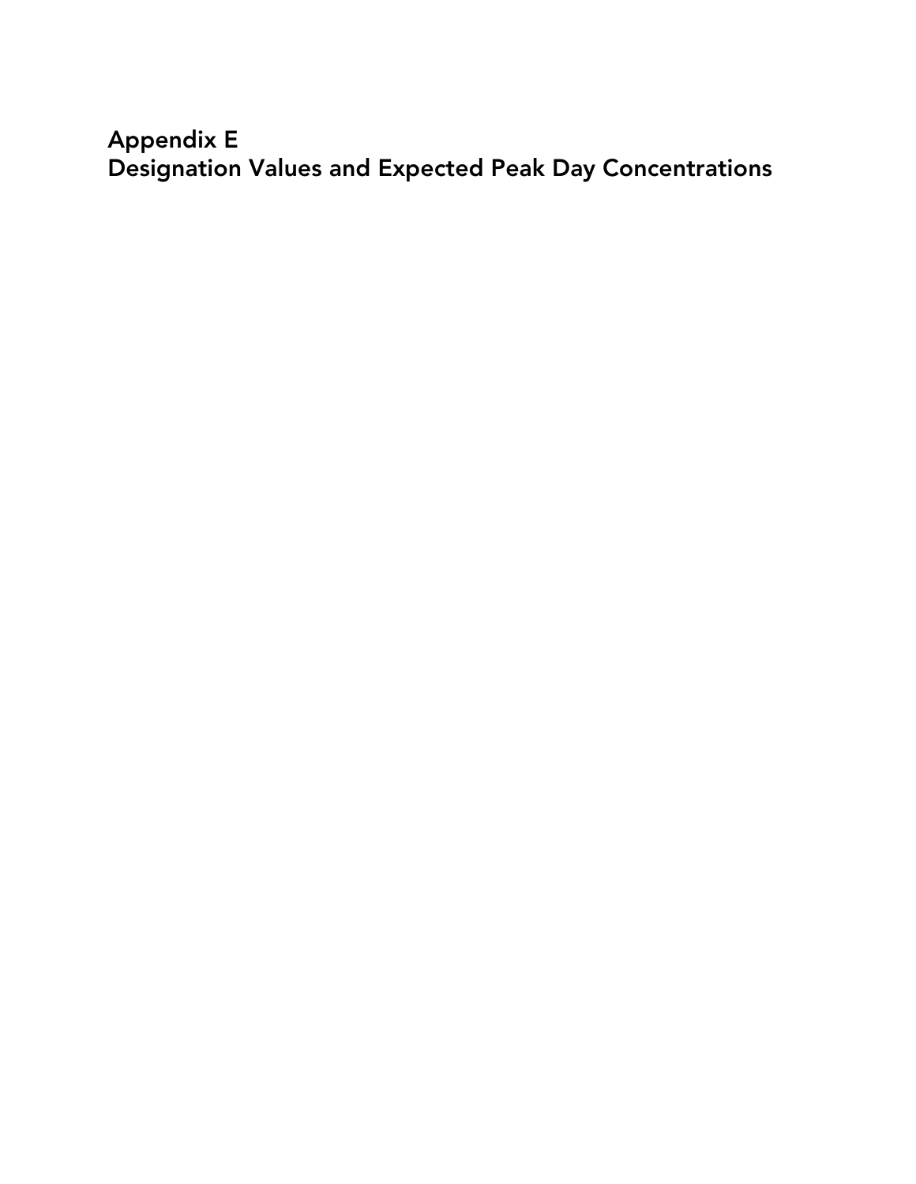# Appendix E
# Designation Values and Expected Peak Day Concentrations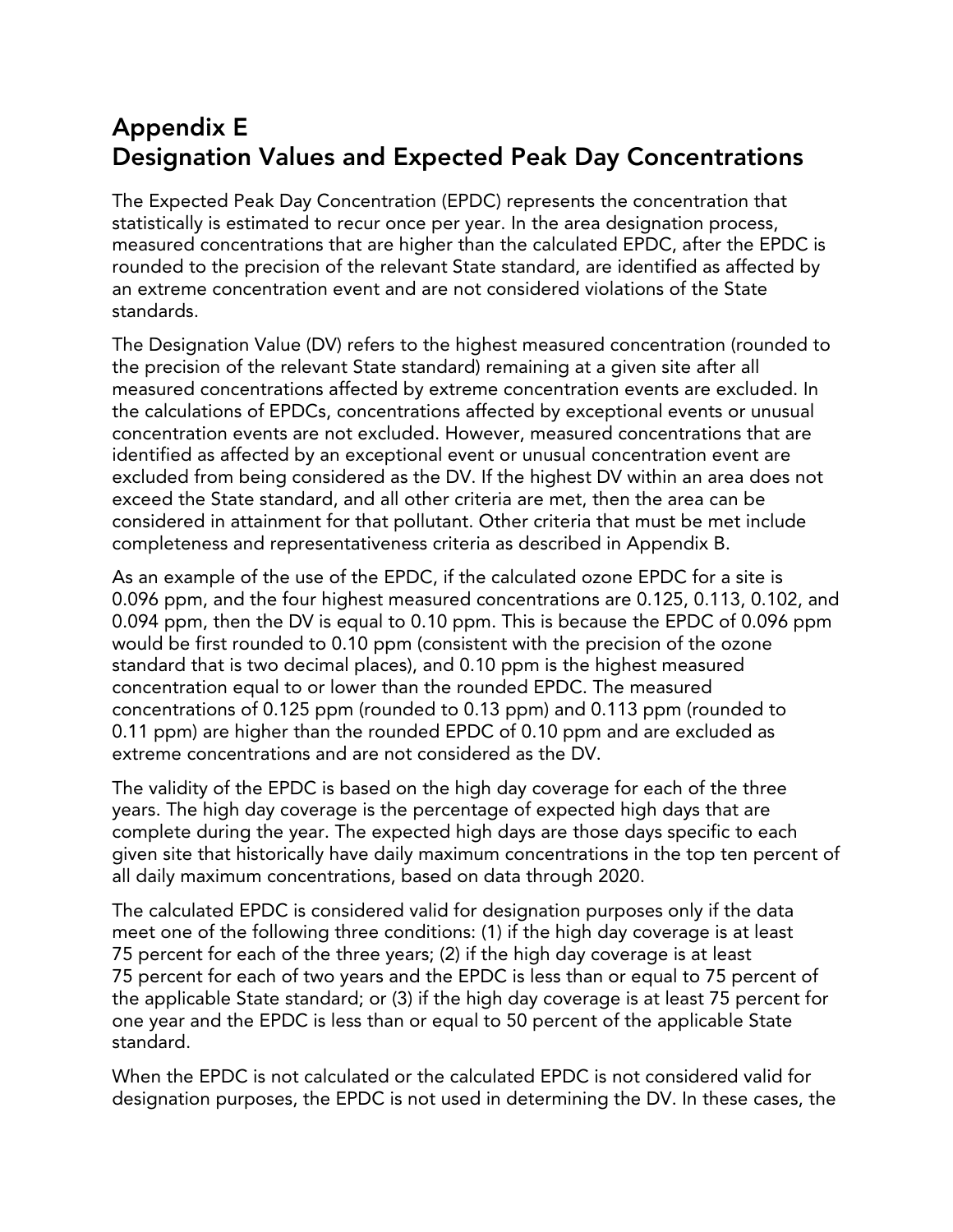# Appendix E
# Designation Values and Expected Peak Day Concentrations

The Expected Peak Day Concentration (EPDC) represents the concentration that statistically is estimated to recur once per year. In the area designation process, measured concentrations that are higher than the calculated EPDC, after the EPDC is rounded to the precision of the relevant State standard, are identified as affected by an extreme concentration event and are not considered violations of the State standards.

The Designation Value (DV) refers to the highest measured concentration (rounded to the precision of the relevant State standard) remaining at a given site after all measured concentrations affected by extreme concentration events are excluded. In the calculations of EPDCs, concentrations affected by exceptional events or unusual concentration events are not excluded. However, measured concentrations that are identified as affected by an exceptional event or unusual concentration event are excluded from being considered as the DV. If the highest DV within an area does not exceed the State standard, and all other criteria are met, then the area can be considered in attainment for that pollutant. Other criteria that must be met include completeness and representativeness criteria as described in Appendix B.

As an example of the use of the EPDC, if the calculated ozone EPDC for a site is 0.096 ppm, and the four highest measured concentrations are 0.125, 0.113, 0.102, and 0.094 ppm, then the DV is equal to 0.10 ppm. This is because the EPDC of 0.096 ppm would be first rounded to 0.10 ppm (consistent with the precision of the ozone standard that is two decimal places), and 0.10 ppm is the highest measured concentration equal to or lower than the rounded EPDC. The measured concentrations of 0.125 ppm (rounded to 0.13 ppm) and 0.113 ppm (rounded to 0.11 ppm) are higher than the rounded EPDC of 0.10 ppm and are excluded as extreme concentrations and are not considered as the DV.

The validity of the EPDC is based on the high day coverage for each of the three years. The high day coverage is the percentage of expected high days that are complete during the year. The expected high days are those days specific to each given site that historically have daily maximum concentrations in the top ten percent of all daily maximum concentrations, based on data through 2020.

The calculated EPDC is considered valid for designation purposes only if the data meet one of the following three conditions: (1) if the high day coverage is at least 75 percent for each of the three years; (2) if the high day coverage is at least 75 percent for each of two years and the EPDC is less than or equal to 75 percent of the applicable State standard; or (3) if the high day coverage is at least 75 percent for one year and the EPDC is less than or equal to 50 percent of the applicable State standard.

When the EPDC is not calculated or the calculated EPDC is not considered valid for designation purposes, the EPDC is not used in determining the DV. In these cases, the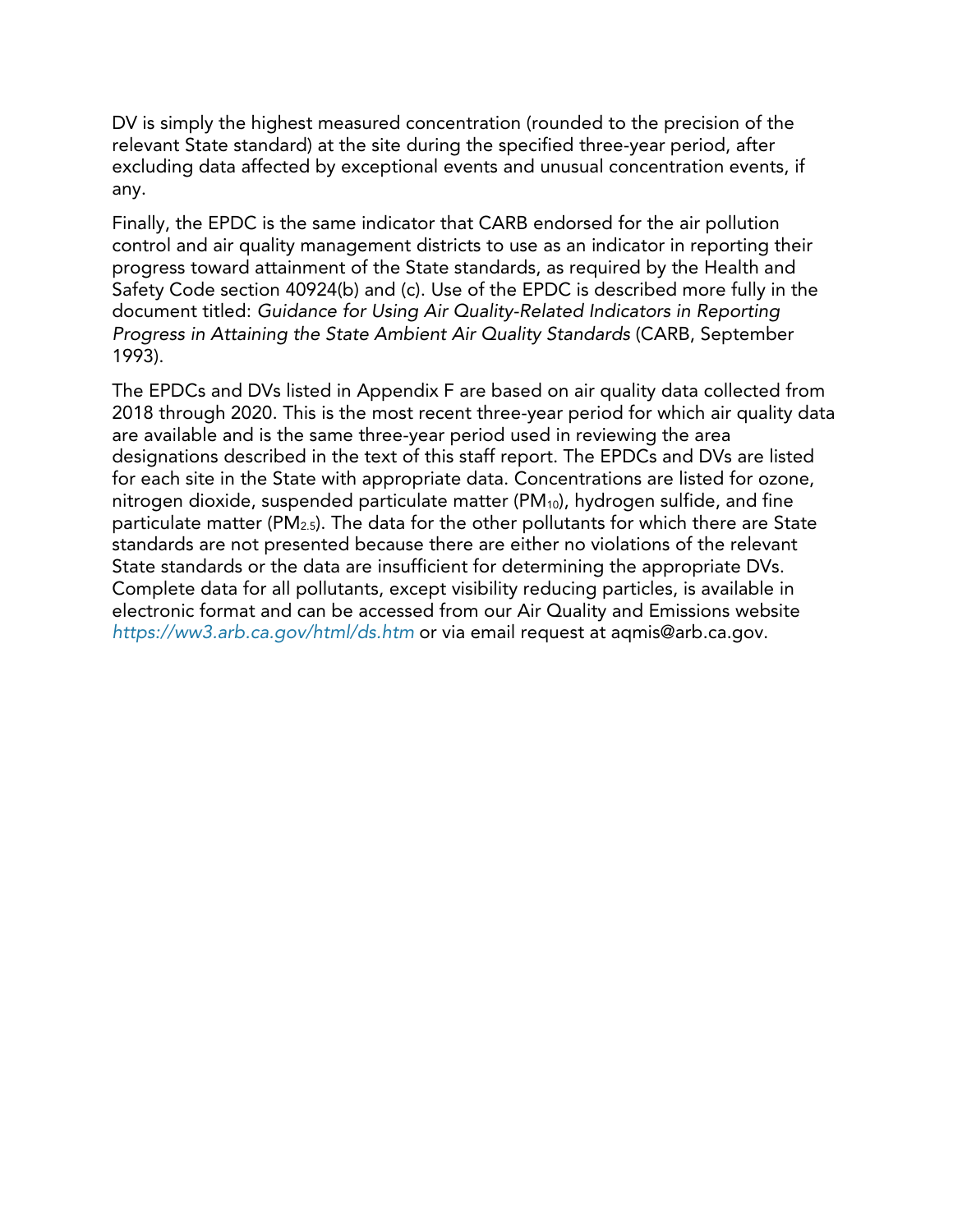DV is simply the highest measured concentration (rounded to the precision of the relevant State standard) at the site during the specified three-year period, after excluding data affected by exceptional events and unusual concentration events, if any.

Finally, the EPDC is the same indicator that CARB endorsed for the air pollution control and air quality management districts to use as an indicator in reporting their progress toward attainment of the State standards, as required by the Health and Safety Code section 40924(b) and (c). Use of the EPDC is described more fully in the document titled: *Guidance for Using Air Quality-Related Indicators in Reporting Progress in Attaining the State Ambient Air Quality Standards* (CARB, September 1993).

The EPDCs and DVs listed in Appendix F are based on air quality data collected from 2018 through 2020. This is the most recent three-year period for which air quality data are available and is the same three-year period used in reviewing the area designations described in the text of this staff report. The EPDCs and DVs are listed for each site in the State with appropriate data. Concentrations are listed for ozone, nitrogen dioxide, suspended particulate matter ($PM_{10}$), hydrogen sulfide, and fine particulate matter ($PM_{2.5}$). The data for the other pollutants for which there are State standards are not presented because there are either no violations of the relevant State standards or the data are insufficient for determining the appropriate DVs. Complete data for all pollutants, except visibility reducing particles, is available in electronic format and can be accessed from our Air Quality and Emissions website *https://ww3.arb.ca.gov/html/ds.htm* or via email request at aqmis@arb.ca.gov.